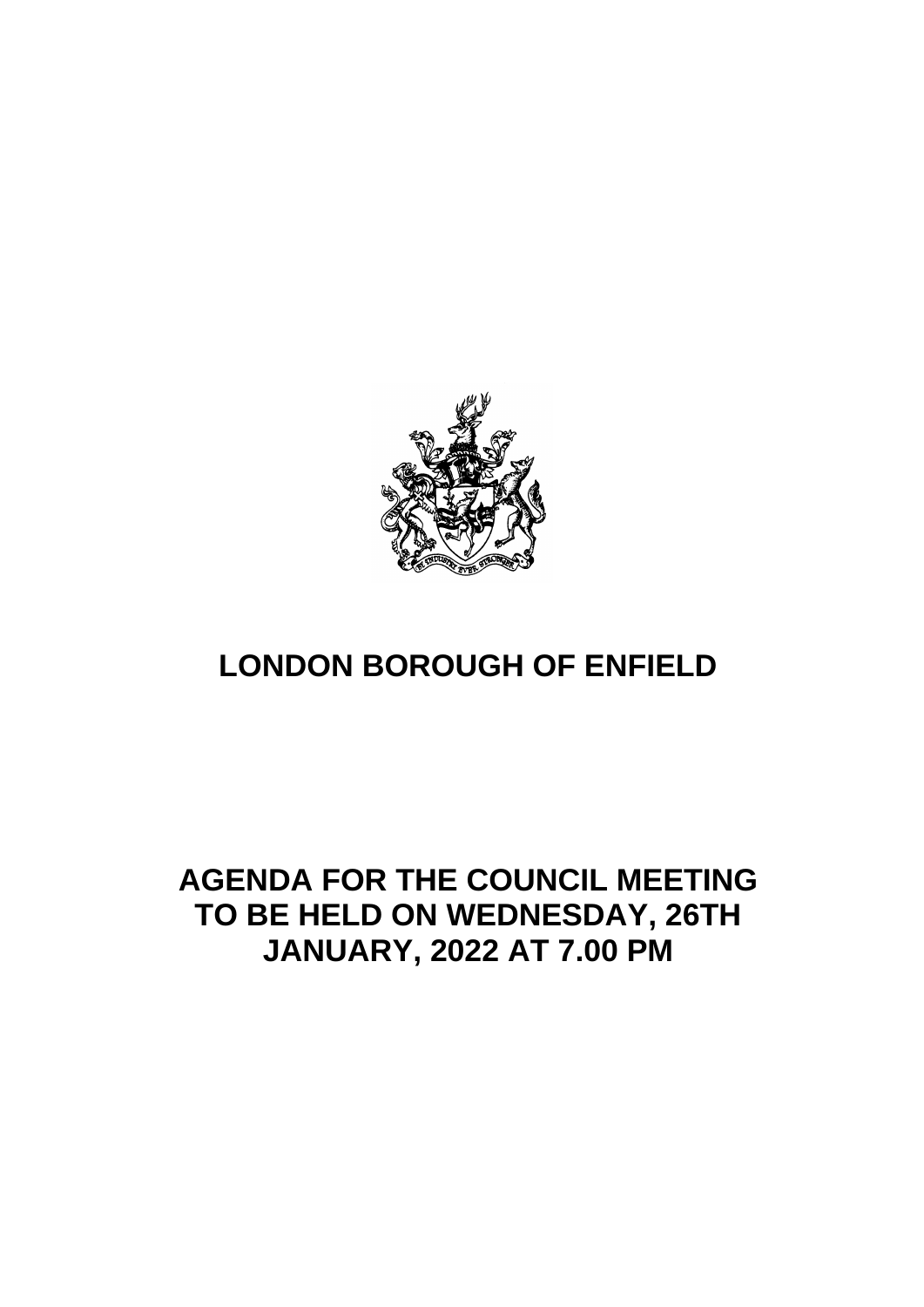# LONDON BOROUGH OF ENFIELD

## AGENDA FOR THE COUNCIL MEETING TO BE HELD ON WEDNESDAY, 26TH JANUARY, 2022 AT 7.00 PM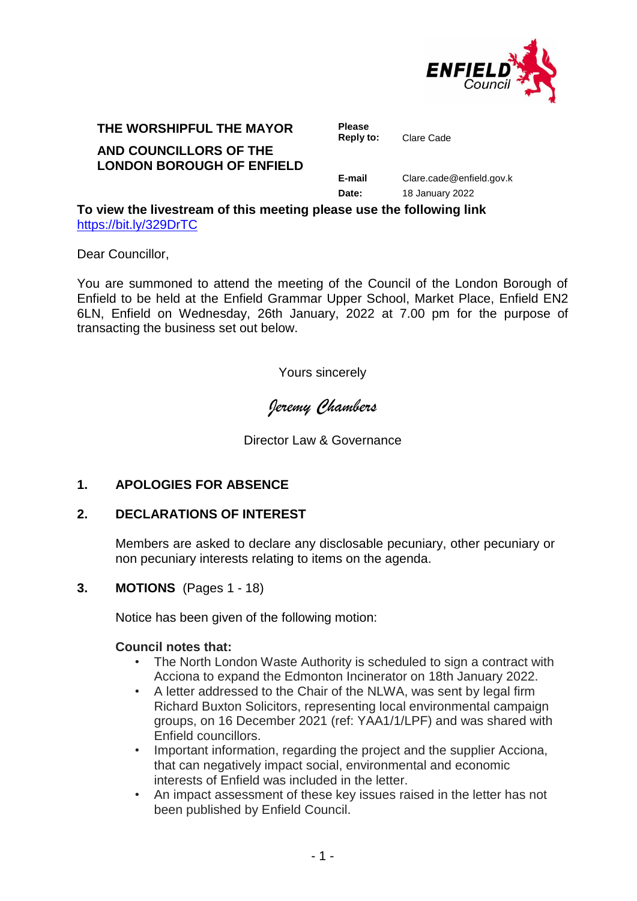**THE WORSHIPFUL THE MAYOR**

**AND COUNCILLORS OF THE LONDON BOROUGH OF ENFIELD**

**Please Reply to:** Clare Cade

**E-mail** Clare.cade@enfield.gov.k

**Date:** 18 January 2022

**To view the livestream of this meeting please use the following link**
https://bit.ly/329DrTC

Dear Councillor,

You are summoned to attend the meeting of the Council of the London Borough of Enfield to be held at the Enfield Grammar Upper School, Market Place, Enfield EN2 6LN, Enfield on Wednesday, 26th January, 2022 at 7.00 pm for the purpose of transacting the business set out below.

Yours sincerely

*Jeremy Chambers*

Director Law & Governance

## 1. APOLOGIES FOR ABSENCE

## 2. DECLARATIONS OF INTEREST

Members are asked to declare any disclosable pecuniary, other pecuniary or non pecuniary interests relating to items on the agenda.

## 3. MOTIONS (Pages 1 - 18)

Notice has been given of the following motion:

**Council notes that:**

- The North London Waste Authority is scheduled to sign a contract with Acciona to expand the Edmonton Incinerator on 18th January 2022.
- A letter addressed to the Chair of the NLWA, was sent by legal firm Richard Buxton Solicitors, representing local environmental campaign groups, on 16 December 2021 (ref: YAA1/1/LPF) and was shared with Enfield councillors.
- Important information, regarding the project and the supplier Acciona, that can negatively impact social, environmental and economic interests of Enfield was included in the letter.
- An impact assessment of these key issues raised in the letter has not been published by Enfield Council.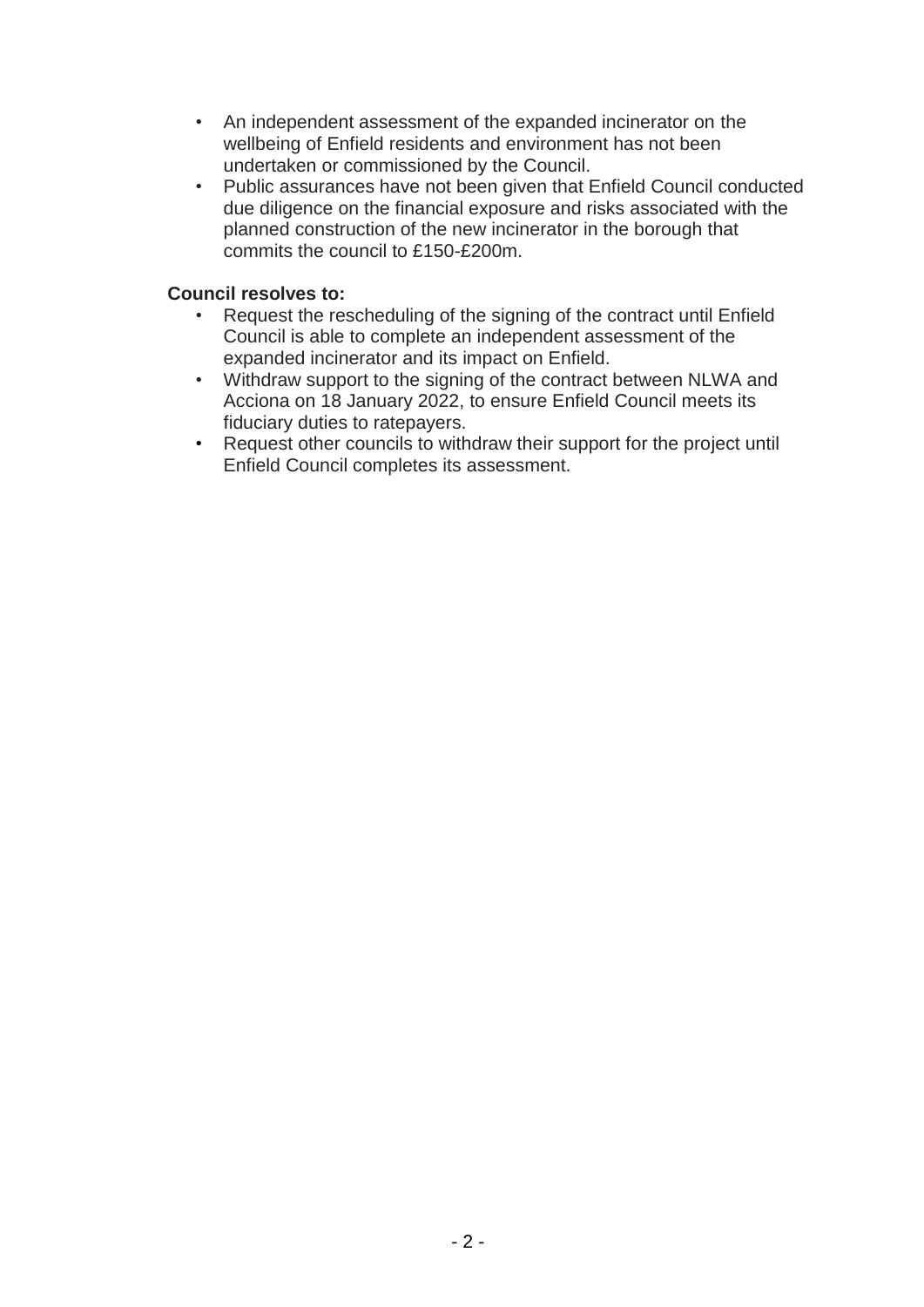- An independent assessment of the expanded incinerator on the wellbeing of Enfield residents and environment has not been undertaken or commissioned by the Council.
- Public assurances have not been given that Enfield Council conducted due diligence on the financial exposure and risks associated with the planned construction of the new incinerator in the borough that commits the council to £150-£200m.

**Council resolves to:**

- Request the rescheduling of the signing of the contract until Enfield Council is able to complete an independent assessment of the expanded incinerator and its impact on Enfield.
- Withdraw support to the signing of the contract between NLWA and Acciona on 18 January 2022, to ensure Enfield Council meets its fiduciary duties to ratepayers.
- Request other councils to withdraw their support for the project until Enfield Council completes its assessment.